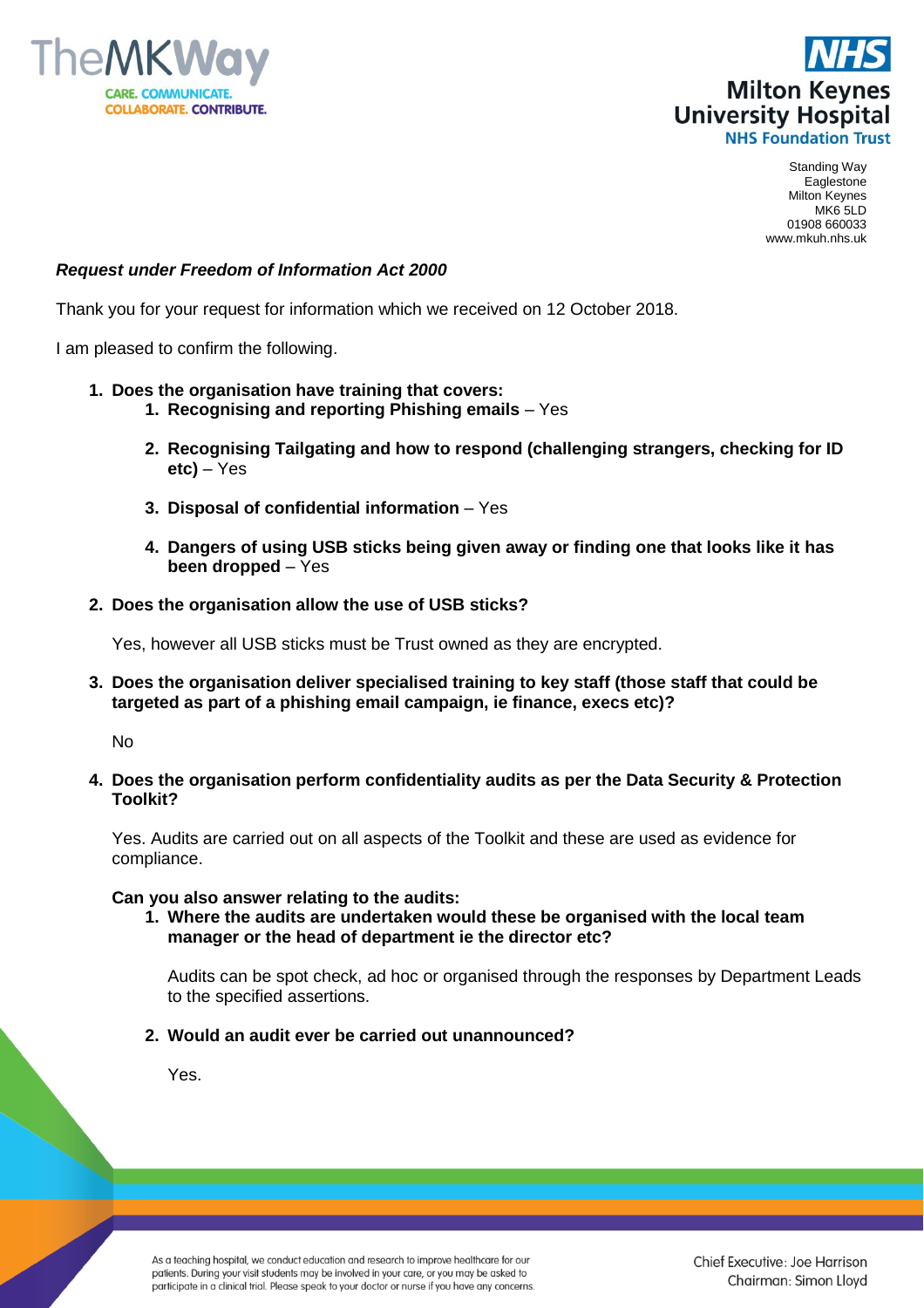TheMKWay
CARE. COMMUNICATE.
COLLABORATE. CONTRIBUTE.

NHS
Milton Keynes
University Hospital
NHS Foundation Trust

Standing Way
Eaglestone
Milton Keynes
MK6 5LD
01908 660033
www.mkuh.nhs.uk

***Request under Freedom of Information Act 2000***

Thank you for your request for information which we received on 12 October 2018.

I am pleased to confirm the following.

1. **Does the organisation have training that covers:**
    1. **Recognising and reporting Phishing emails** – Yes
    2. **Recognising Tailgating and how to respond (challenging strangers, checking for ID etc)** – Yes
    3. **Disposal of confidential information** – Yes
    4. **Dangers of using USB sticks being given away or finding one that looks like it has been dropped** – Yes

2. **Does the organisation allow the use of USB sticks?**

   Yes, however all USB sticks must be Trust owned as they are encrypted.

3. **Does the organisation deliver specialised training to key staff (those staff that could be targeted as part of a phishing email campaign, ie finance, execs etc)?**

   No

4. **Does the organisation perform confidentiality audits as per the Data Security & Protection Toolkit?**

   Yes. Audits are carried out on all aspects of the Toolkit and these are used as evidence for compliance.

   **Can you also answer relating to the audits:**
    1. **Where the audits are undertaken would these be organised with the local team manager or the head of department ie the director etc?**

       Audits can be spot check, ad hoc or organised through the responses by Department Leads to the specified assertions.

    2. **Would an audit ever be carried out unannounced?**

       Yes.

As a teaching hospital, we conduct education and research to improve healthcare for our patients. During your visit students may be involved in your care, or you may be asked to participate in a clinical trial. Please speak to your doctor or nurse if you have any concerns.

Chief Executive: Joe Harrison
Chairman: Simon Lloyd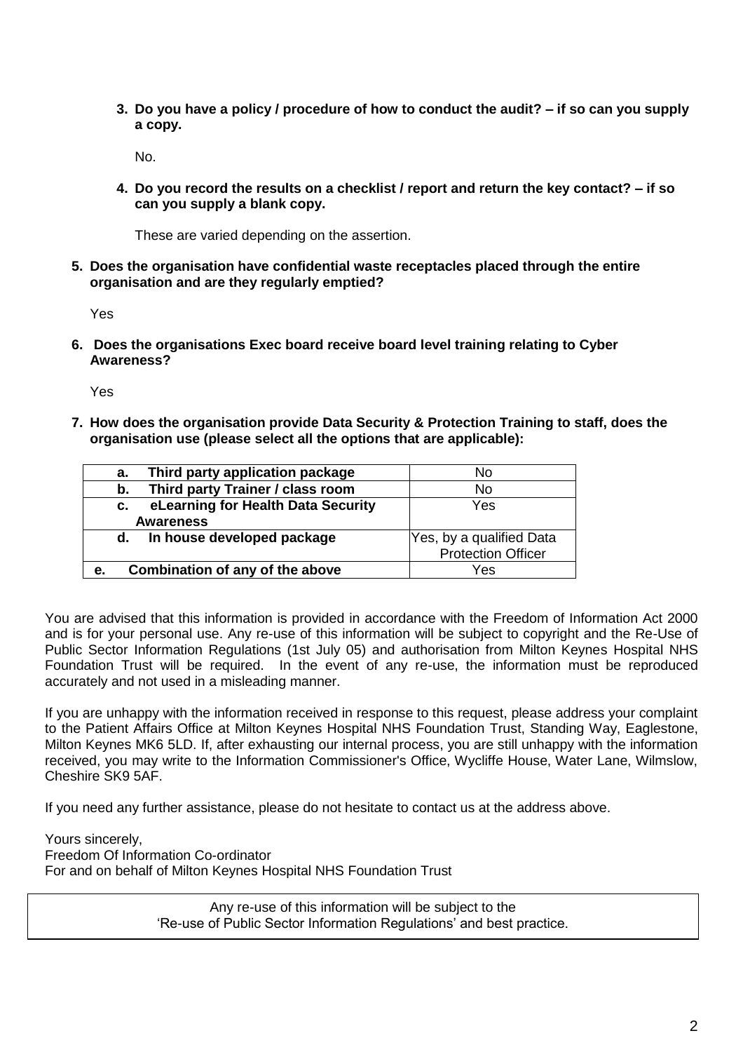3. **Do you have a policy / procedure of how to conduct the audit? – if so can you supply a copy.**

   No.

4. **Do you record the results on a checklist / report and return the key contact? – if so can you supply a blank copy.**

   These are varied depending on the assertion.

5. **Does the organisation have confidential waste receptacles placed through the entire organisation and are they regularly emptied?**

   Yes

6. **Does the organisations Exec board receive board level training relating to Cyber Awareness?**

   Yes

7. **How does the organisation provide Data Security & Protection Training to staff, does the organisation use (please select all the options that are applicable):**

| | |
|---|---|
| **a. Third party application package** | No |
| **b. Third party Trainer / class room** | No |
| **c. eLearning for Health Data Security Awareness** | Yes |
| **d. In house developed package** | Yes, by a qualified Data Protection Officer |
| **e. Combination of any of the above** | Yes |

You are advised that this information is provided in accordance with the Freedom of Information Act 2000 and is for your personal use. Any re-use of this information will be subject to copyright and the Re-Use of Public Sector Information Regulations (1st July 05) and authorisation from Milton Keynes Hospital NHS Foundation Trust will be required. In the event of any re-use, the information must be reproduced accurately and not used in a misleading manner.

If you are unhappy with the information received in response to this request, please address your complaint to the Patient Affairs Office at Milton Keynes Hospital NHS Foundation Trust, Standing Way, Eaglestone, Milton Keynes MK6 5LD. If, after exhausting our internal process, you are still unhappy with the information received, you may write to the Information Commissioner's Office, Wycliffe House, Water Lane, Wilmslow, Cheshire SK9 5AF.

If you need any further assistance, please do not hesitate to contact us at the address above.

Yours sincerely,
Freedom Of Information Co-ordinator
For and on behalf of Milton Keynes Hospital NHS Foundation Trust

Any re-use of this information will be subject to the
'Re-use of Public Sector Information Regulations' and best practice.